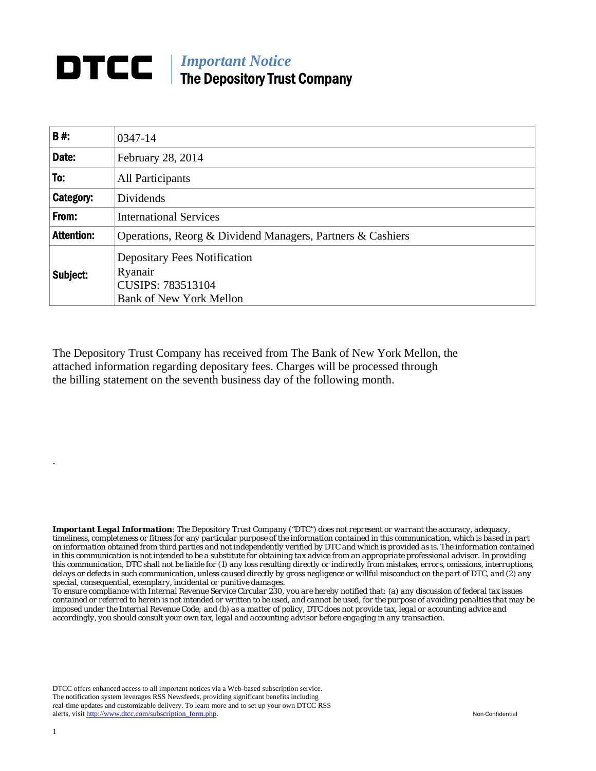# DTCC | *Important Notice* The Depository Trust Company

| | |
|---|---|
| **B #:** | 0347-14 |
| **Date:** | February 28, 2014 |
| **To:** | All Participants |
| **Category:** | Dividends |
| **From:** | International Services |
| **Attention:** | Operations, Reorg & Dividend Managers, Partners & Cashiers |
| **Subject:** | Depositary Fees Notification<br>Ryanair<br>CUSIPS: 783513104<br>Bank of New York Mellon |

The Depository Trust Company has received from The Bank of New York Mellon, the attached information regarding depositary fees. Charges will be processed through the billing statement on the seventh business day of the following month.

.

***Important Legal Information****: The Depository Trust Company ("DTC") does not represent or warrant the accuracy, adequacy, timeliness, completeness or fitness for any particular purpose of the information contained in this communication, which is based in part on information obtained from third parties and not independently verified by DTC and which is provided as is. The information contained in this communication is not intended to be a substitute for obtaining tax advice from an appropriate professional advisor. In providing this communication, DTC shall not be liable for (1) any loss resulting directly or indirectly from mistakes, errors, omissions, interruptions, delays or defects in such communication, unless caused directly by gross negligence or willful misconduct on the part of DTC, and (2) any special, consequential, exemplary, incidental or punitive damages.*
*To ensure compliance with Internal Revenue Service Circular 230, you are hereby notified that: (a) any discussion of federal tax issues contained or referred to herein is not intended or written to be used, and cannot be used, for the purpose of avoiding penalties that may be imposed under the Internal Revenue Code; and (b) as a matter of policy, DTC does not provide tax, legal or accounting advice and accordingly, you should consult your own tax, legal and accounting advisor before engaging in any transaction.*

DTCC offers enhanced access to all important notices via a Web-based subscription service. The notification system leverages RSS Newsfeeds, providing significant benefits including real-time updates and customizable delivery. To learn more and to set up your own DTCC RSS alerts, visit http://www.dtcc.com/subscription_form.php.

Non-Confidential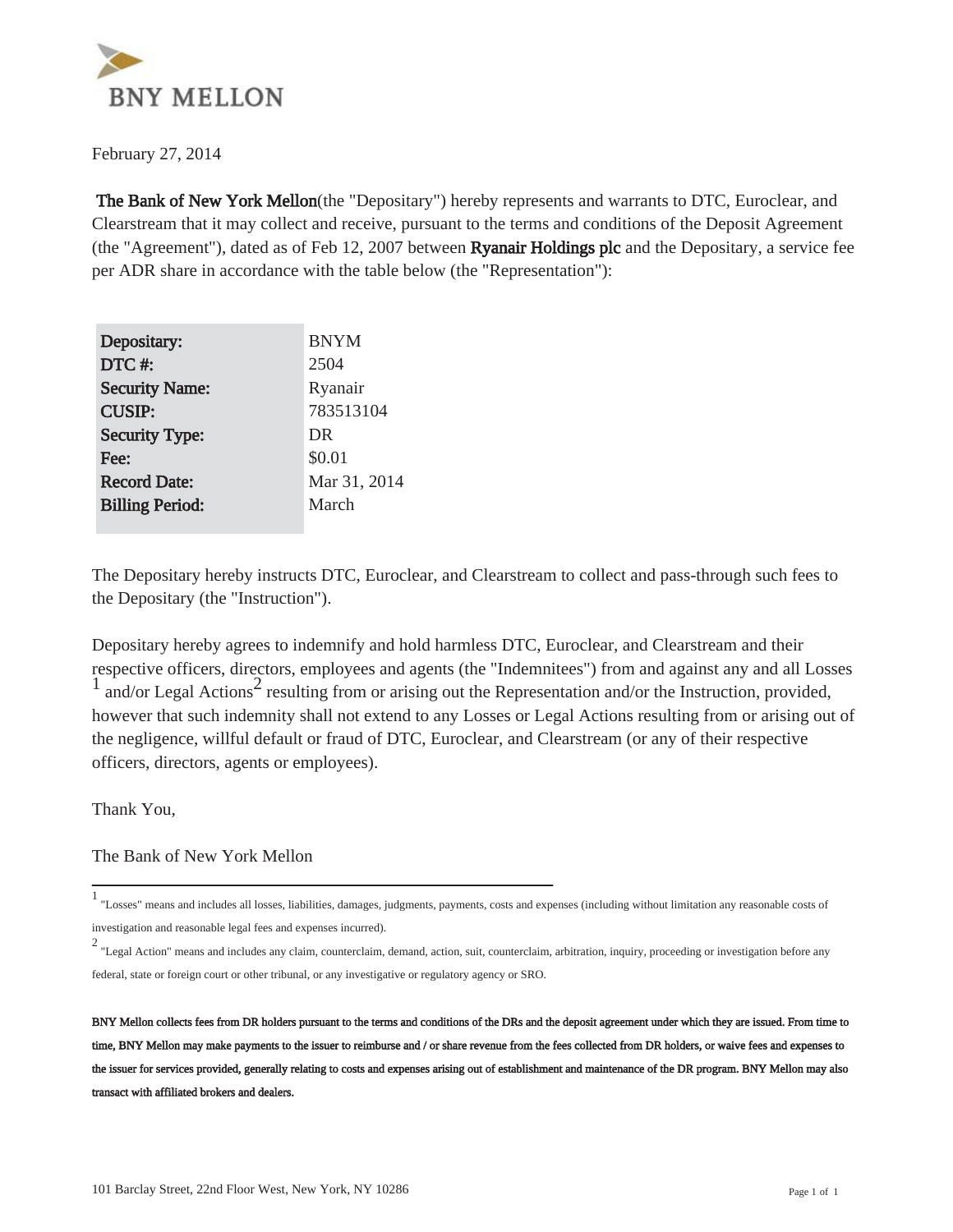BNY MELLON

February 27, 2014

**The Bank of New York Mellon**(the "Depositary") hereby represents and warrants to DTC, Euroclear, and Clearstream that it may collect and receive, pursuant to the terms and conditions of the Deposit Agreement (the "Agreement"), dated as of Feb 12, 2007 between **Ryanair Holdings plc** and the Depositary, a service fee per ADR share in accordance with the table below (the "Representation"):

| | |
|---|---|
| **Depositary:** | BNYM |
| **DTC #:** | 2504 |
| **Security Name:** | Ryanair |
| **CUSIP:** | 783513104 |
| **Security Type:** | DR |
| **Fee:** | $0.01 |
| **Record Date:** | Mar 31, 2014 |
| **Billing Period:** | March |

The Depositary hereby instructs DTC, Euroclear, and Clearstream to collect and pass-through such fees to the Depositary (the "Instruction").

Depositary hereby agrees to indemnify and hold harmless DTC, Euroclear, and Clearstream and their respective officers, directors, employees and agents (the "Indemnitees") from and against any and all Losses [1] and/or Legal Actions[2] resulting from or arising out the Representation and/or the Instruction, provided, however that such indemnity shall not extend to any Losses or Legal Actions resulting from or arising out of the negligence, willful default or fraud of DTC, Euroclear, and Clearstream (or any of their respective officers, directors, agents or employees).

Thank You,

The Bank of New York Mellon

---

[1] "Losses" means and includes all losses, liabilities, damages, judgments, payments, costs and expenses (including without limitation any reasonable costs of investigation and reasonable legal fees and expenses incurred).

[2] "Legal Action" means and includes any claim, counterclaim, demand, action, suit, counterclaim, arbitration, inquiry, proceeding or investigation before any federal, state or foreign court or other tribunal, or any investigative or regulatory agency or SRO.

**BNY Mellon collects fees from DR holders pursuant to the terms and conditions of the DRs and the deposit agreement under which they are issued. From time to time, BNY Mellon may make payments to the issuer to reimburse and / or share revenue from the fees collected from DR holders, or waive fees and expenses to the issuer for services provided, generally relating to costs and expenses arising out of establishment and maintenance of the DR program. BNY Mellon may also transact with affiliated brokers and dealers.**

101 Barclay Street, 22nd Floor West, New York, NY 10286